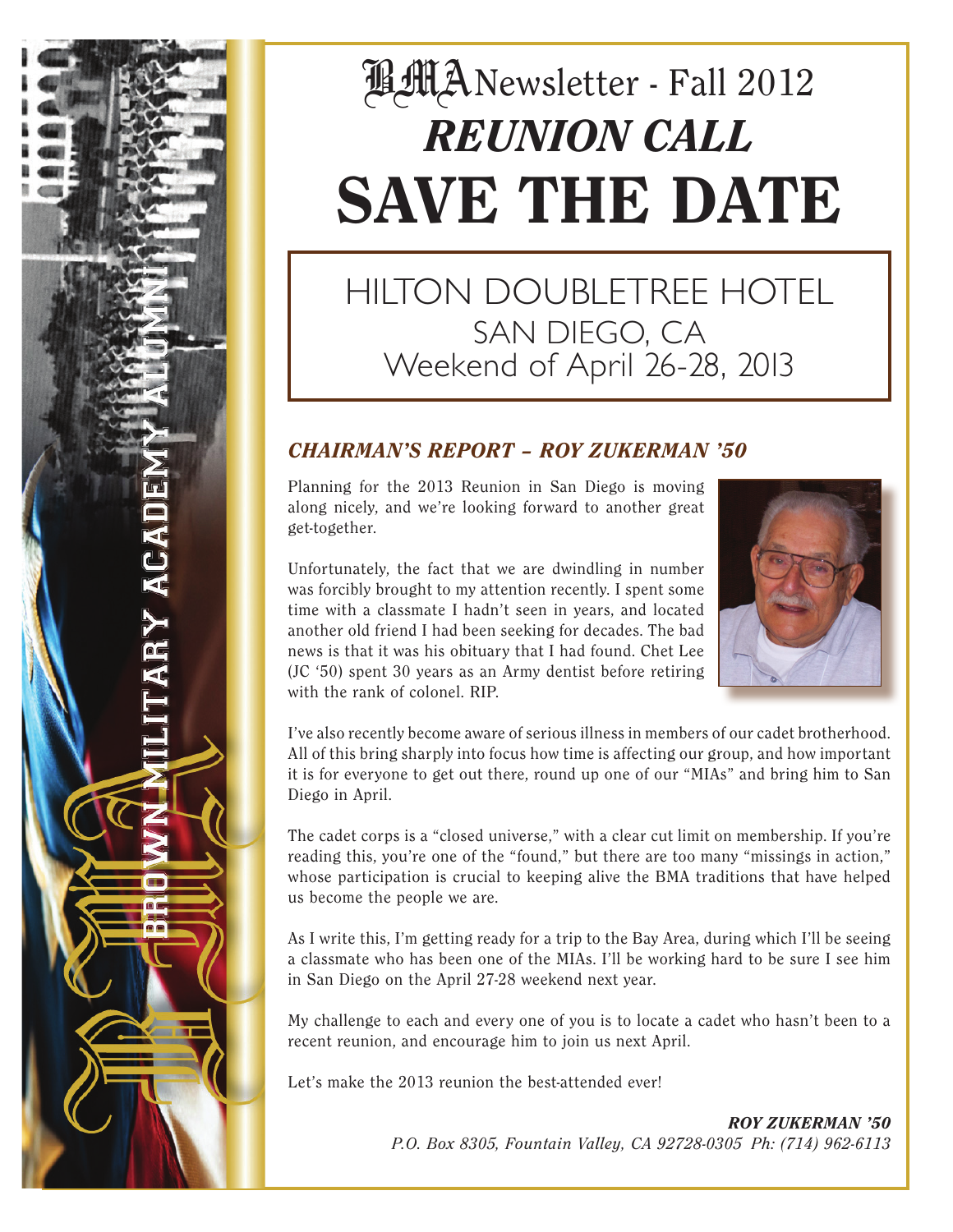# BMA Newsletter - Fall 2012

## *REUNION CALL*

# SAVE THE DATE

**HILTON DOUBLETREE HOTEL**
**SAN DIEGO, CA**
**Weekend of April 26-28, 2013**

BROWN MILITARY ACADEMY ALUMNI

### *CHAIRMAN'S REPORT – ROY ZUKERMAN '50*

Planning for the 2013 Reunion in San Diego is moving along nicely, and we're looking forward to another great get-together.

Unfortunately, the fact that we are dwindling in number was forcibly brought to my attention recently. I spent some time with a classmate I hadn't seen in years, and located another old friend I had been seeking for decades. The bad news is that it was his obituary that I had found. Chet Lee (JC '50) spent 30 years as an Army dentist before retiring with the rank of colonel. RIP.

I've also recently become aware of serious illness in members of our cadet brotherhood. All of this bring sharply into focus how time is affecting our group, and how important it is for everyone to get out there, round up one of our "MIAs" and bring him to San Diego in April.

The cadet corps is a "closed universe," with a clear cut limit on membership. If you're reading this, you're one of the "found," but there are too many "missings in action," whose participation is crucial to keeping alive the BMA traditions that have helped us become the people we are.

As I write this, I'm getting ready for a trip to the Bay Area, during which I'll be seeing a classmate who has been one of the MIAs. I'll be working hard to be sure I see him in San Diego on the April 27-28 weekend next year.

My challenge to each and every one of you is to locate a cadet who hasn't been to a recent reunion, and encourage him to join us next April.

Let's make the 2013 reunion the best-attended ever!

***ROY ZUKERMAN '50***
*P.O. Box 8305, Fountain Valley, CA 92728-0305 Ph: (714) 962-6113*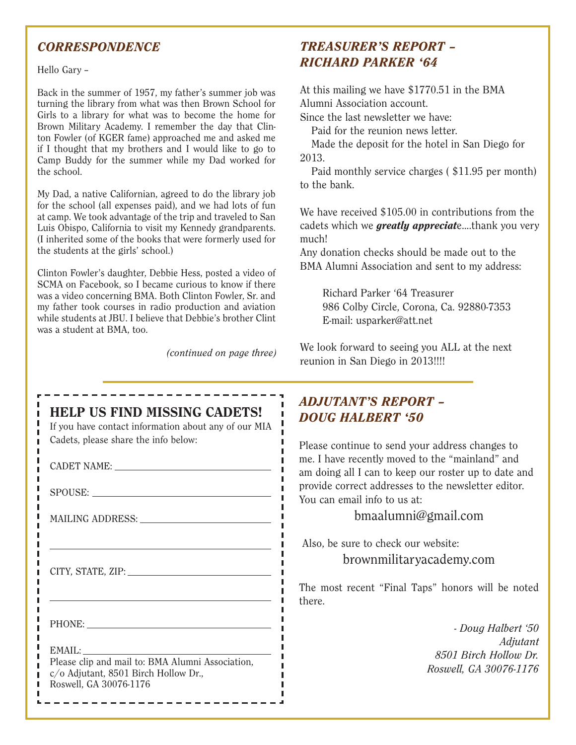## *CORRESPONDENCE*

Hello Gary –

Back in the summer of 1957, my father's summer job was turning the library from what was then Brown School for Girls to a library for what was to become the home for Brown Military Academy. I remember the day that Clinton Fowler (of KGER fame) approached me and asked me if I thought that my brothers and I would like to go to Camp Buddy for the summer while my Dad worked for the school.

My Dad, a native Californian, agreed to do the library job for the school (all expenses paid), and we had lots of fun at camp. We took advantage of the trip and traveled to San Luis Obispo, California to visit my Kennedy grandparents. (I inherited some of the books that were formerly used for the students at the girls' school.)

Clinton Fowler's daughter, Debbie Hess, posted a video of SCMA on Facebook, so I became curious to know if there was a video concerning BMA. Both Clinton Fowler, Sr. and my father took courses in radio production and aviation while students at JBU. I believe that Debbie's brother Clint was a student at BMA, too.

*(continued on page three)*

## *TREASURER'S REPORT – RICHARD PARKER '64*

At this mailing we have $1770.51 in the BMA Alumni Association account.
Since the last newsletter we have:

Paid for the reunion news letter.

Made the deposit for the hotel in San Diego for 2013.

Paid monthly service charges ( $11.95 per month) to the bank.

We have received $105.00 in contributions from the cadets which we ***greatly appreciat***e....thank you very much!
Any donation checks should be made out to the BMA Alumni Association and sent to my address:

Richard Parker '64 Treasurer
986 Colby Circle, Corona, Ca. 92880-7353
E-mail: usparker@att.net

We look forward to seeing you ALL at the next reunion in San Diego in 2013!!!!

## HELP US FIND MISSING CADETS!

If you have contact information about any of our MIA Cadets, please share the info below:

CADET NAME: ______________________

SPOUSE: ______________________

MAILING ADDRESS: ______________________

______________________

CITY, STATE, ZIP: ______________________

______________________

PHONE: ______________________

EMAIL: ______________________

Please clip and mail to: BMA Alumni Association, c/o Adjutant, 8501 Birch Hollow Dr., Roswell, GA 30076-1176

## *ADJUTANT'S REPORT – DOUG HALBERT '50*

Please continue to send your address changes to me. I have recently moved to the "mainland" and am doing all I can to keep our roster up to date and provide correct addresses to the newsletter editor. You can email info to us at:

bmaalumni@gmail.com

Also, be sure to check our website:

brownmilitaryacademy.com

The most recent "Final Taps" honors will be noted there.

*- Doug Halbert '50*
*Adjutant*
*8501 Birch Hollow Dr.*
*Roswell, GA 30076-1176*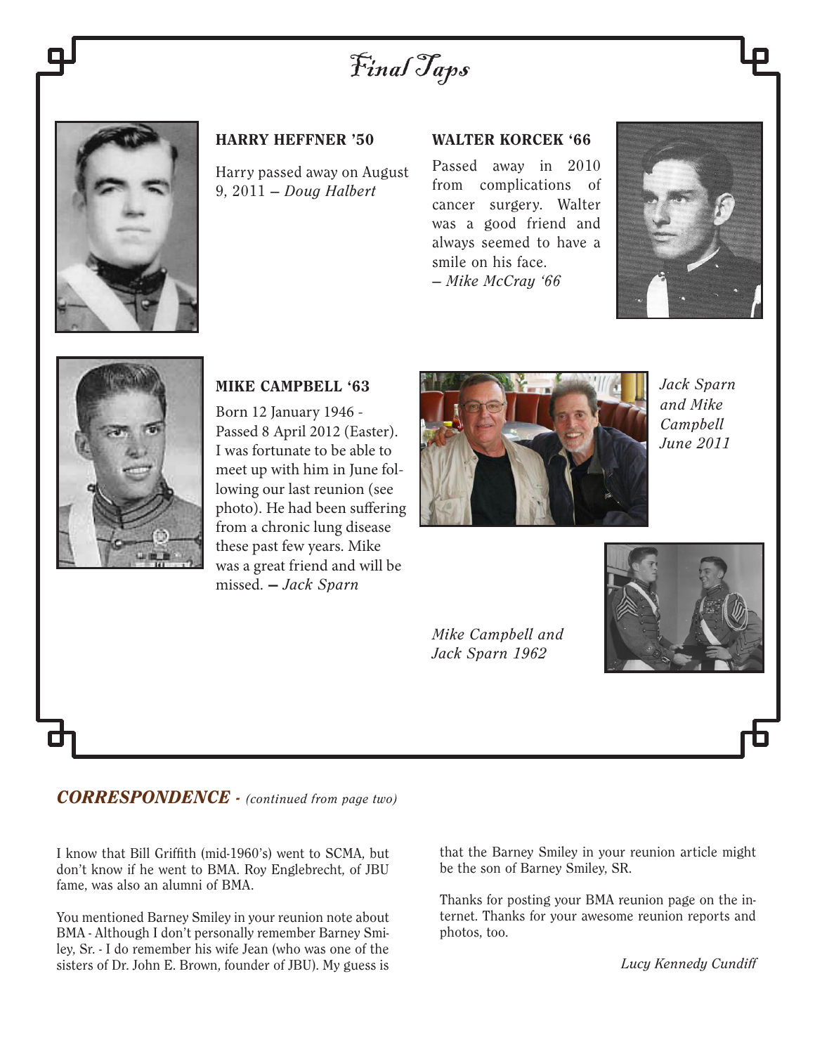# Final Taps

### HARRY HEFFNER '50

Harry passed away on August 9, 2011 – *Doug Halbert*

### WALTER KORCEK '66

Passed away in 2010 from complications of cancer surgery. Walter was a good friend and always seemed to have a smile on his face.
– *Mike McCray '66*

### MIKE CAMPBELL '63

Born 12 January 1946 - Passed 8 April 2012 (Easter). I was fortunate to be able to meet up with him in June following our last reunion (see photo). He had been suffering from a chronic lung disease these past few years. Mike was a great friend and will be missed. — *Jack Sparn*

*Jack Sparn and Mike Campbell June 2011*

*Mike Campbell and Jack Sparn 1962*

## *CORRESPONDENCE* - *(continued from page two)*

I know that Bill Griffith (mid-1960's) went to SCMA, but don't know if he went to BMA. Roy Englebrecht, of JBU fame, was also an alumni of BMA.

You mentioned Barney Smiley in your reunion note about BMA - Although I don't personally remember Barney Smiley, Sr. - I do remember his wife Jean (who was one of the sisters of Dr. John E. Brown, founder of JBU). My guess is that the Barney Smiley in your reunion article might be the son of Barney Smiley, SR.

Thanks for posting your BMA reunion page on the internet. Thanks for your awesome reunion reports and photos, too.

*Lucy Kennedy Cundiff*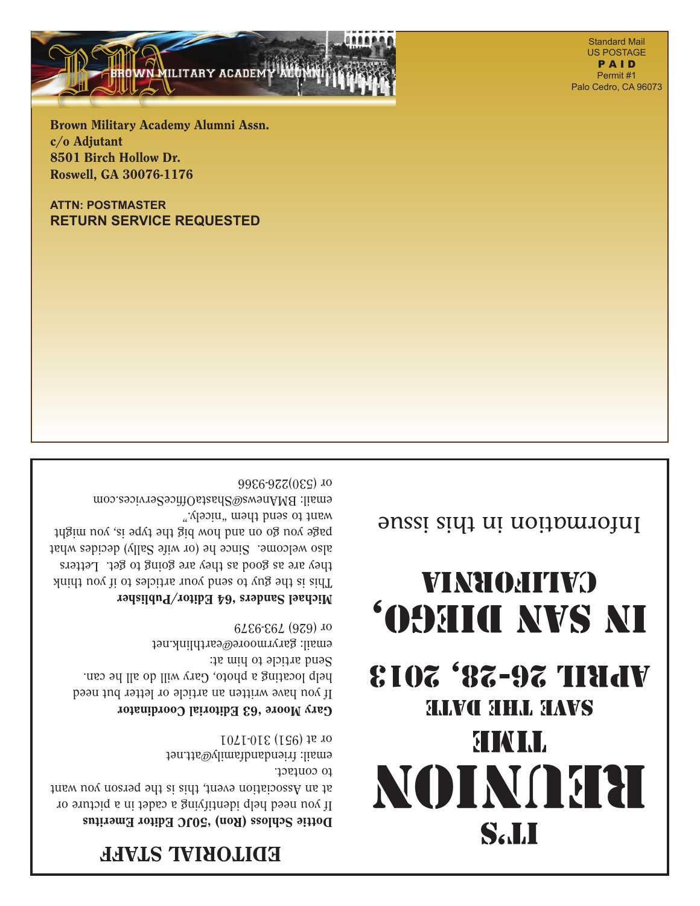BROWN MILITARY ACADEMY ALUMNI

Standard Mail
US POSTAGE
**PAID**
Permit #1
Palo Cedro, CA 96073

**Brown Military Academy Alumni Assn.**
**c/o Adjutant**
**8501 Birch Hollow Dr.**
**Roswell, GA 30076-1176**

**ATTN: POSTMASTER**
**RETURN SERVICE REQUESTED**

# EDITORIAL STAFF

**Dottie Schloss (Ron) '50JC Editor Emeritus**

If you need help identifying a cadet in a picture or at an Association event, this is the person you want to contact.
email: friendandfamily@att.net
or at (951) 310-1701

**Gary Moore '63 Editorial Coordinator**

If you have written an article or letter but need help locating a photo, Gary will do all he can.
Send article to him at:
email: garymoore@earthlink.net
or (626) 793-9379

**Michael Sanders '64 Editor/Publisher**

This is the guy to send your articles to if you think they are as good as they are going to get. Letters also welcome. Since he (or wife Sally) decides what page you go on and how big the type is, you might want to send them "nicely."
email: BMAnews@ShastaOfficeServices.com
or (530)226-9366

# IT'S REUNION TIME

## SAVE THE DATE

# APRIL 26-28, 2013

# IN SAN DIEGO, CALIFORNIA

Information in this issue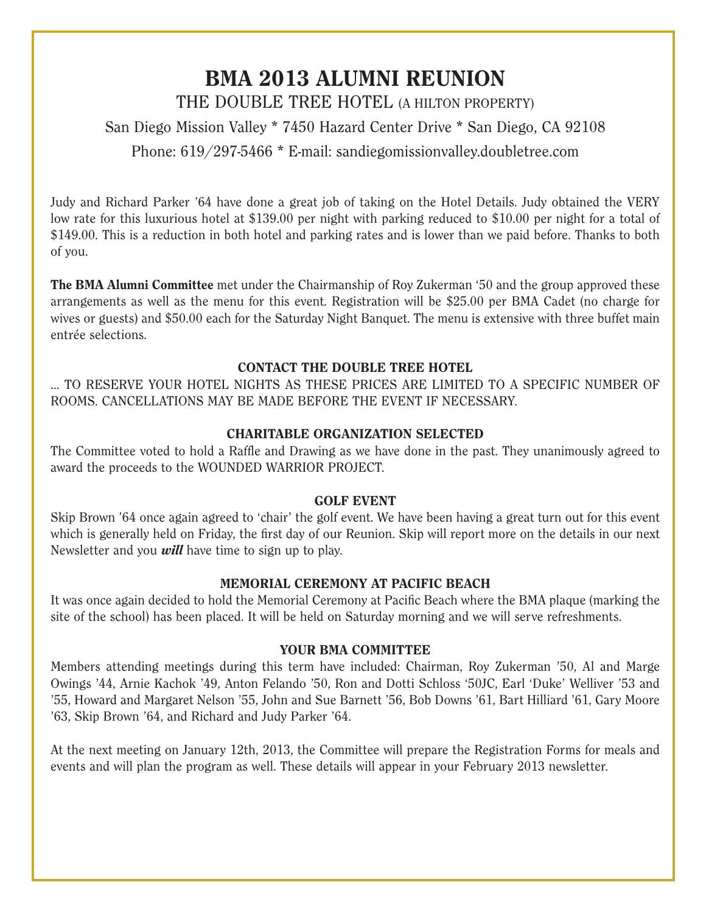# BMA 2013 ALUMNI REUNION

## THE DOUBLE TREE HOTEL (A HILTON PROPERTY)

San Diego Mission Valley * 7450 Hazard Center Drive * San Diego, CA 92108

Phone: 619/297-5466 * E-mail: sandiegomissionvalley.doubletree.com

Judy and Richard Parker '64 have done a great job of taking on the Hotel Details. Judy obtained the VERY low rate for this luxurious hotel at $139.00 per night with parking reduced to $10.00 per night for a total of $149.00. This is a reduction in both hotel and parking rates and is lower than we paid before. Thanks to both of you.

**The BMA Alumni Committee** met under the Chairmanship of Roy Zukerman '50 and the group approved these arrangements as well as the menu for this event. Registration will be $25.00 per BMA Cadet (no charge for wives or guests) and $50.00 each for the Saturday Night Banquet. The menu is extensive with three buffet main entrée selections.

### CONTACT THE DOUBLE TREE HOTEL

... TO RESERVE YOUR HOTEL NIGHTS AS THESE PRICES ARE LIMITED TO A SPECIFIC NUMBER OF ROOMS. CANCELLATIONS MAY BE MADE BEFORE THE EVENT IF NECESSARY.

### CHARITABLE ORGANIZATION SELECTED

The Committee voted to hold a Raffle and Drawing as we have done in the past. They unanimously agreed to award the proceeds to the WOUNDED WARRIOR PROJECT.

### GOLF EVENT

Skip Brown '64 once again agreed to 'chair' the golf event. We have been having a great turn out for this event which is generally held on Friday, the first day of our Reunion. Skip will report more on the details in our next Newsletter and you ***will*** have time to sign up to play.

### MEMORIAL CEREMONY AT PACIFIC BEACH

It was once again decided to hold the Memorial Ceremony at Pacific Beach where the BMA plaque (marking the site of the school) has been placed. It will be held on Saturday morning and we will serve refreshments.

### YOUR BMA COMMITTEE

Members attending meetings during this term have included: Chairman, Roy Zukerman '50, Al and Marge Owings '44, Arnie Kachok '49, Anton Felando '50, Ron and Dotti Schloss '50JC, Earl 'Duke' Welliver '53 and '55, Howard and Margaret Nelson '55, John and Sue Barnett '56, Bob Downs '61, Bart Hilliard '61, Gary Moore '63, Skip Brown '64, and Richard and Judy Parker '64.

At the next meeting on January 12th, 2013, the Committee will prepare the Registration Forms for meals and events and will plan the program as well. These details will appear in your February 2013 newsletter.